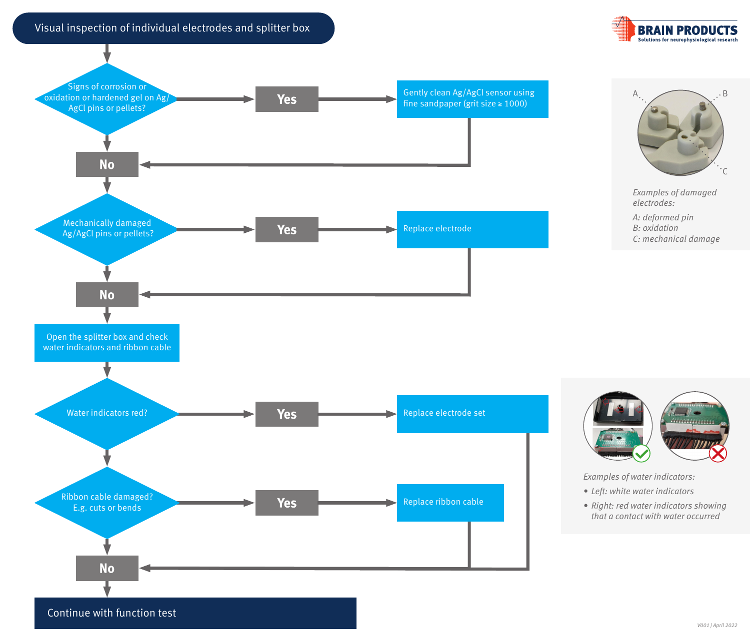# Visual inspection of individual electrodes and splitter box

Signs of corrosion or oxidation or hardened gel on Ag/AgCl pins or pellets?

Yes

Gently clean Ag/AgCl sensor using fine sandpaper (grit size ≥ 1000)

No

Mechanically damaged Ag/AgCl pins or pellets?

Yes

Replace electrode

No

Open the splitter box and check water indicators and ribbon cable

Water indicators red?

Yes

Replace electrode set

Ribbon cable damaged? E.g. cuts or bends

Yes

Replace ribbon cable

No

Continue with function test

A

B

C

*Examples of damaged electrodes:*

*A: deformed pin*

*B: oxidation*

*C: mechanical damage*

*Examples of water indicators:*

- *Left: white water indicators*
- *Right: red water indicators showing that a contact with water occurred*

V001 | April 2022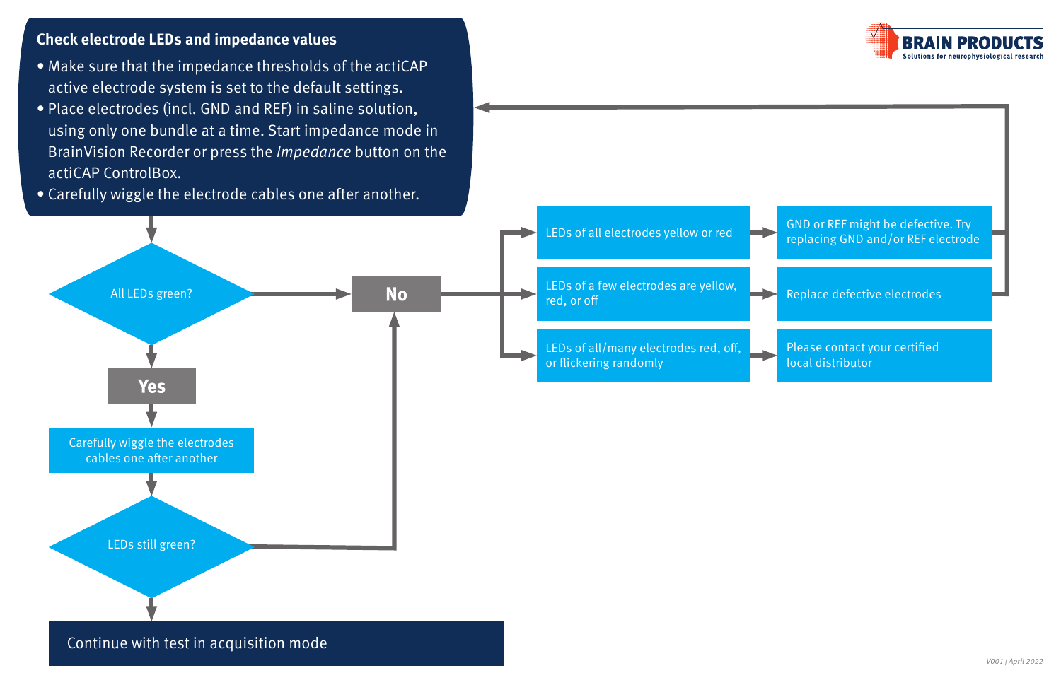## Check electrode LEDs and impedance values

- Make sure that the impedance thresholds of the actiCAP active electrode system is set to the default settings.
- Place electrodes (incl. GND and REF) in saline solution, using only one bundle at a time. Start impedance mode in BrainVision Recorder or press the *Impedance* button on the actiCAP ControlBox.
- Carefully wiggle the electrode cables one after another.

All LEDs green?

**No**

LEDs of all electrodes yellow or red

GND or REF might be defective. Try replacing GND and/or REF electrode

LEDs of a few electrodes are yellow, red, or off

Replace defective electrodes

LEDs of all/many electrodes red, off, or flickering randomly

Please contact your certified local distributor

**Yes**

Carefully wiggle the electrodes cables one after another

LEDs still green?

Continue with test in acquisition mode

V001 | April 2022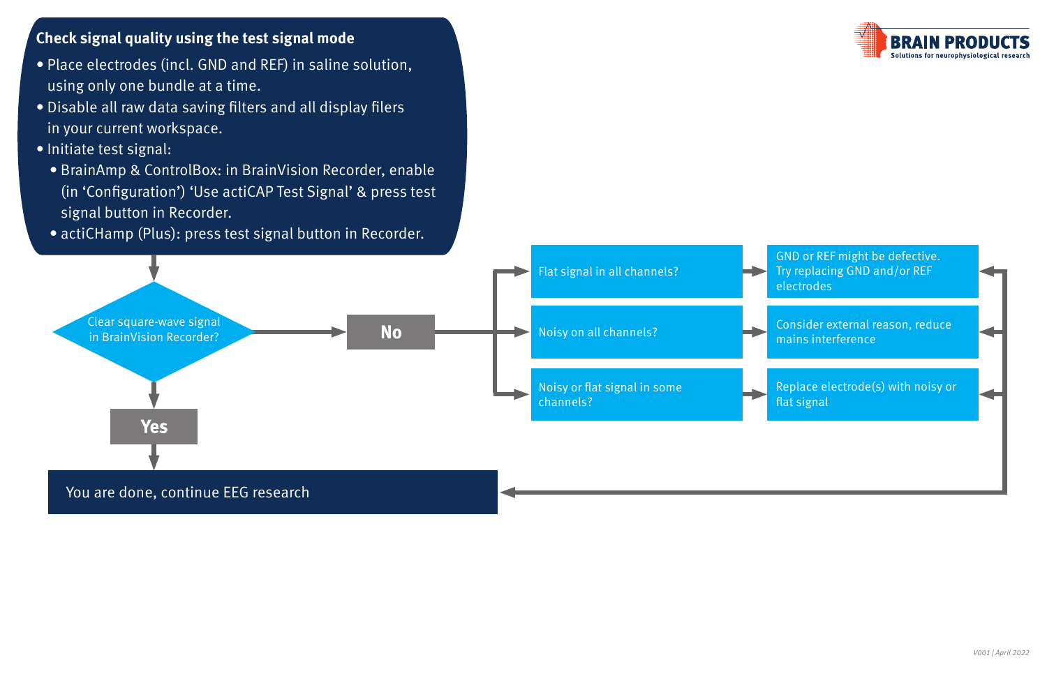## Check signal quality using the test signal mode

- Place electrodes (incl. GND and REF) in saline solution, using only one bundle at a time.
- Disable all raw data saving filters and all display filers in your current workspace.
- Initiate test signal:
  - BrainAmp & ControlBox: in BrainVision Recorder, enable (in 'Configuration') 'Use actiCAP Test Signal' & press test signal button in Recorder.
  - actiCHamp (Plus): press test signal button in Recorder.

Clear square-wave signal in BrainVision Recorder?

No

Flat signal in all channels?

GND or REF might be defective. Try replacing GND and/or REF electrodes

Noisy on all channels?

Consider external reason, reduce mains interference

Noisy or flat signal in some channels?

Replace electrode(s) with noisy or flat signal

Yes

You are done, continue EEG research

V001 | April 2022